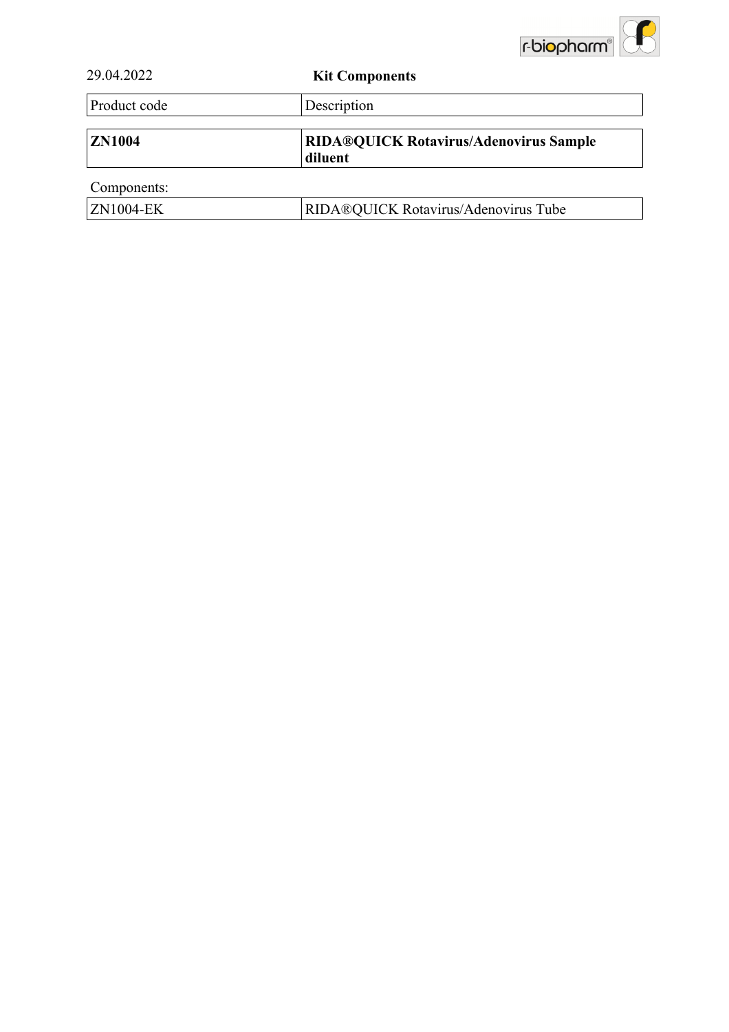29.04.2022

**Kit Components**

| Product code | Description |
|---|---|
| **ZN1004** | **RIDA®QUICK Rotavirus/Adenovirus Sample diluent** |

Components:

| | |
|---|---|
| ZN1004-EK | RIDA®QUICK Rotavirus/Adenovirus Tube |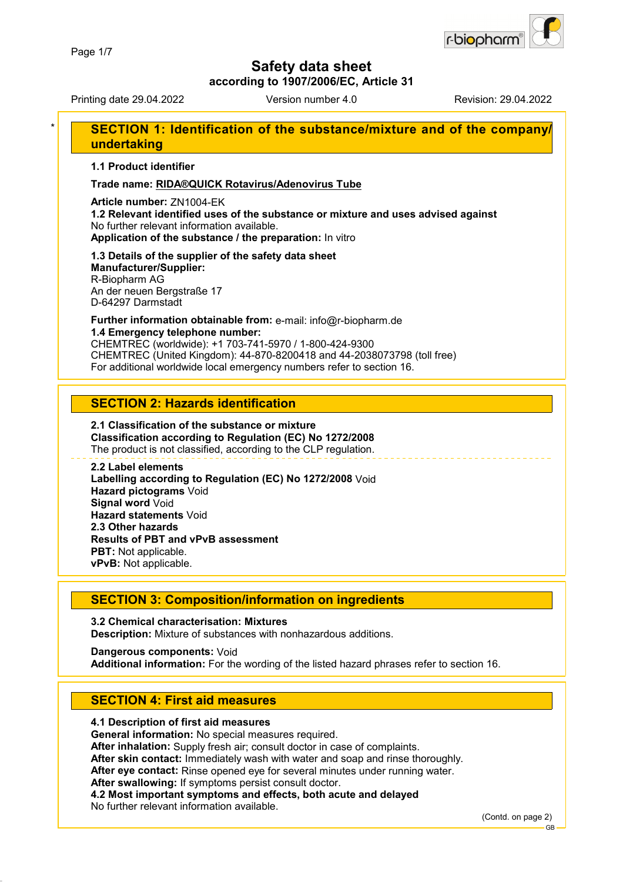# Safety data sheet

**according to 1907/2006/EC, Article 31**

Printing date 29.04.2022 | Version number 4.0 | Revision: 29.04.2022

## SECTION 1: Identification of the substance/mixture and of the company/undertaking

**1.1 Product identifier**

**Trade name: RIDA®QUICK Rotavirus/Adenovirus Tube**

**Article number:** ZN1004-EK

**1.2 Relevant identified uses of the substance or mixture and uses advised against**
No further relevant information available.
**Application of the substance / the preparation:** In vitro

**1.3 Details of the supplier of the safety data sheet**
**Manufacturer/Supplier:**
R-Biopharm AG
An der neuen Bergstraße 17
D-64297 Darmstadt

**Further information obtainable from:** e-mail: info@r-biopharm.de
**1.4 Emergency telephone number:**
CHEMTREC (worldwide): +1 703-741-5970 / 1-800-424-9300
CHEMTREC (United Kingdom): 44-870-8200418 and 44-2038073798 (toll free)
For additional worldwide local emergency numbers refer to section 16.

## SECTION 2: Hazards identification

**2.1 Classification of the substance or mixture**
**Classification according to Regulation (EC) No 1272/2008**
The product is not classified, according to the CLP regulation.

**2.2 Label elements**
**Labelling according to Regulation (EC) No 1272/2008** Void
**Hazard pictograms** Void
**Signal word** Void
**Hazard statements** Void
**2.3 Other hazards**
**Results of PBT and vPvB assessment**
**PBT:** Not applicable.
**vPvB:** Not applicable.

## SECTION 3: Composition/information on ingredients

**3.2 Chemical characterisation: Mixtures**
**Description:** Mixture of substances with nonhazardous additions.

**Dangerous components:** Void
**Additional information:** For the wording of the listed hazard phrases refer to section 16.

## SECTION 4: First aid measures

**4.1 Description of first aid measures**
**General information:** No special measures required.
**After inhalation:** Supply fresh air; consult doctor in case of complaints.
**After skin contact:** Immediately wash with water and soap and rinse thoroughly.
**After eye contact:** Rinse opened eye for several minutes under running water.
**After swallowing:** If symptoms persist consult doctor.
**4.2 Most important symptoms and effects, both acute and delayed**
No further relevant information available.

(Contd. on page 2)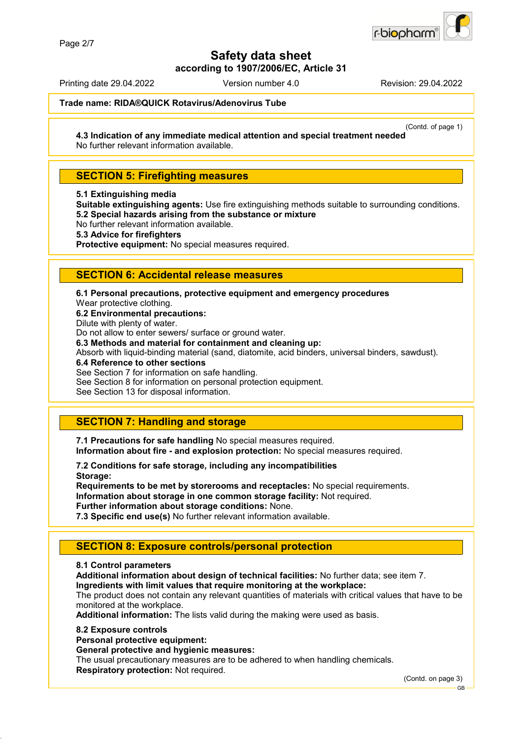**Safety data sheet**
**according to 1907/2006/EC, Article 31**

Printing date 29.04.2022 Version number 4.0 Revision: 29.04.2022

**Trade name: RIDA®QUICK Rotavirus/Adenovirus Tube**

(Contd. of page 1)

**4.3 Indication of any immediate medical attention and special treatment needed**
No further relevant information available.

## SECTION 5: Firefighting measures

**5.1 Extinguishing media**
**Suitable extinguishing agents:** Use fire extinguishing methods suitable to surrounding conditions.
**5.2 Special hazards arising from the substance or mixture**
No further relevant information available.
**5.3 Advice for firefighters**
**Protective equipment:** No special measures required.

## SECTION 6: Accidental release measures

**6.1 Personal precautions, protective equipment and emergency procedures**
Wear protective clothing.
**6.2 Environmental precautions:**
Dilute with plenty of water.
Do not allow to enter sewers/ surface or ground water.
**6.3 Methods and material for containment and cleaning up:**
Absorb with liquid-binding material (sand, diatomite, acid binders, universal binders, sawdust).
**6.4 Reference to other sections**
See Section 7 for information on safe handling.
See Section 8 for information on personal protection equipment.
See Section 13 for disposal information.

## SECTION 7: Handling and storage

**7.1 Precautions for safe handling** No special measures required.
**Information about fire - and explosion protection:** No special measures required.

**7.2 Conditions for safe storage, including any incompatibilities**
**Storage:**
**Requirements to be met by storerooms and receptacles:** No special requirements.
**Information about storage in one common storage facility:** Not required.
**Further information about storage conditions:** None.
**7.3 Specific end use(s)** No further relevant information available.

## SECTION 8: Exposure controls/personal protection

**8.1 Control parameters**
**Additional information about design of technical facilities:** No further data; see item 7.
**Ingredients with limit values that require monitoring at the workplace:**
The product does not contain any relevant quantities of materials with critical values that have to be monitored at the workplace.
**Additional information:** The lists valid during the making were used as basis.

**8.2 Exposure controls**
**Personal protective equipment:**
**General protective and hygienic measures:**
The usual precautionary measures are to be adhered to when handling chemicals.
**Respiratory protection:** Not required.

(Contd. on page 3)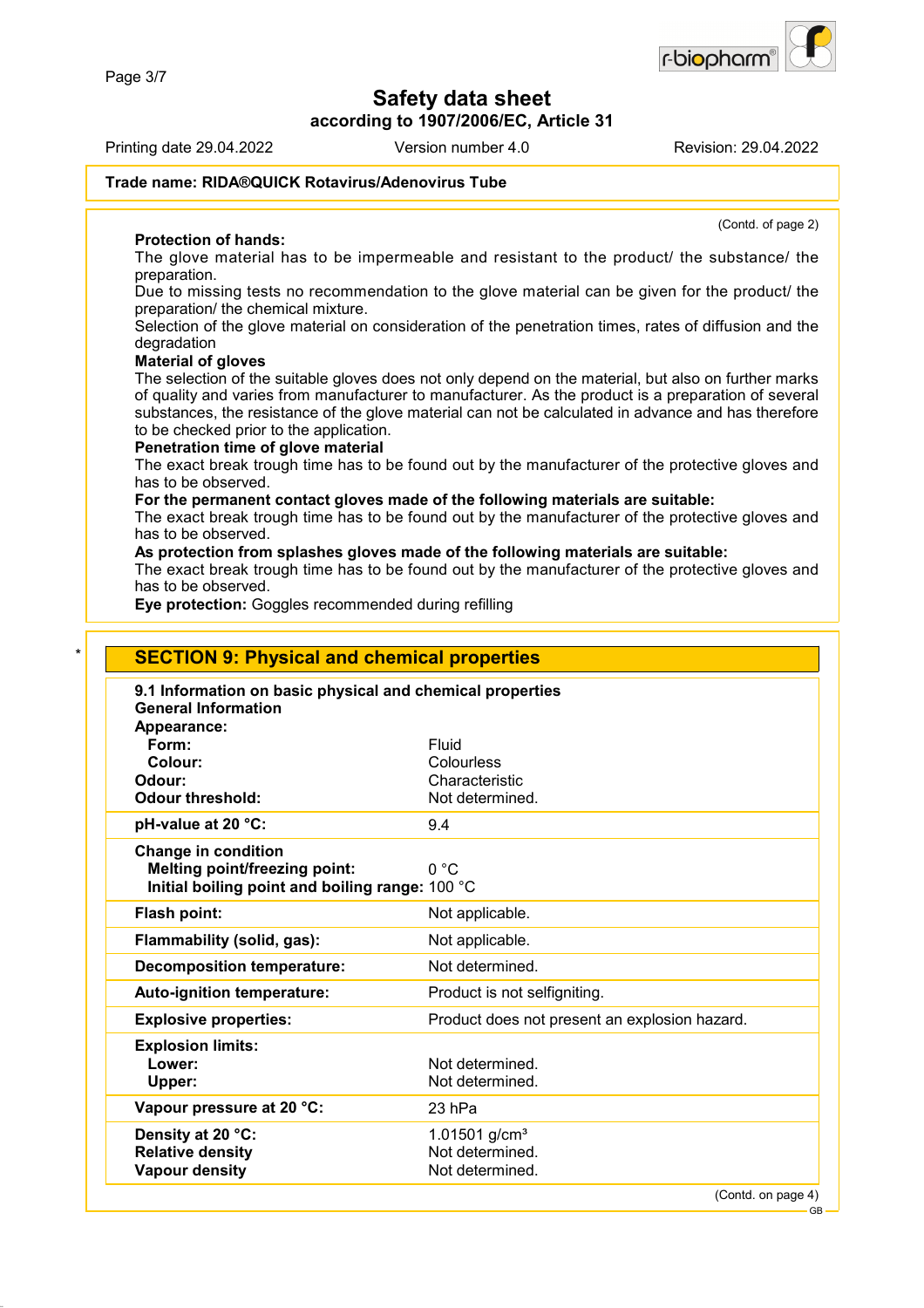(Contd. of page 2)

**Protection of hands:**
The glove material has to be impermeable and resistant to the product/ the substance/ the preparation.
Due to missing tests no recommendation to the glove material can be given for the product/ the preparation/ the chemical mixture.
Selection of the glove material on consideration of the penetration times, rates of diffusion and the degradation

**Material of gloves**
The selection of the suitable gloves does not only depend on the material, but also on further marks of quality and varies from manufacturer to manufacturer. As the product is a preparation of several substances, the resistance of the glove material can not be calculated in advance and has therefore to be checked prior to the application.

**Penetration time of glove material**
The exact break trough time has to be found out by the manufacturer of the protective gloves and has to be observed.

**For the permanent contact gloves made of the following materials are suitable:**
The exact break trough time has to be found out by the manufacturer of the protective gloves and has to be observed.

**As protection from splashes gloves made of the following materials are suitable:**
The exact break trough time has to be found out by the manufacturer of the protective gloves and has to be observed.

**Eye protection:** Goggles recommended during refilling

\* 

## SECTION 9: Physical and chemical properties

**9.1 Information on basic physical and chemical properties**
**General Information**

| | |
|---|---|
| **Appearance:** | |
| **Form:** | Fluid |
| **Colour:** | Colourless |
| **Odour:** | Characteristic |
| **Odour threshold:** | Not determined. |
| **pH-value at 20 °C:** | 9.4 |
| **Change in condition** | |
| **Melting point/freezing point:** | 0 °C |
| **Initial boiling point and boiling range:** | 100 °C |
| **Flash point:** | Not applicable. |
| **Flammability (solid, gas):** | Not applicable. |
| **Decomposition temperature:** | Not determined. |
| **Auto-ignition temperature:** | Product is not selfigniting. |
| **Explosive properties:** | Product does not present an explosion hazard. |
| **Explosion limits:** | |
| **Lower:** | Not determined. |
| **Upper:** | Not determined. |
| **Vapour pressure at 20 °C:** | 23 hPa |
| **Density at 20 °C:** | 1.01501 g/cm³ |
| **Relative density** | Not determined. |
| **Vapour density** | Not determined. |

(Contd. on page 4)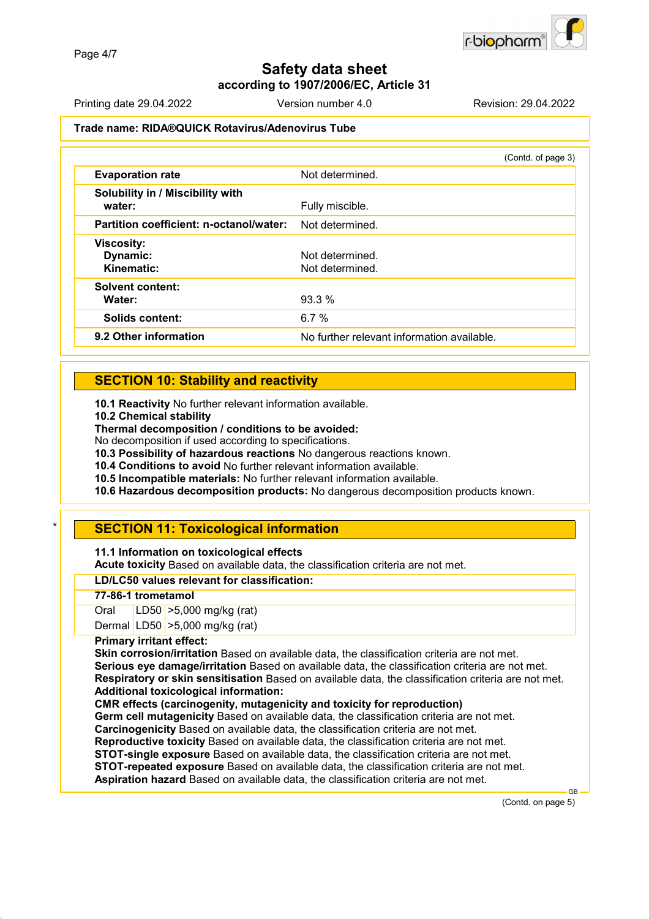# Safety data sheet
**according to 1907/2006/EC, Article 31**

Printing date 29.04.2022 Version number 4.0 Revision: 29.04.2022

**Trade name: RIDA®QUICK Rotavirus/Adenovirus Tube**

(Contd. of page 3)

| | |
|---|---|
| **Evaporation rate** | Not determined. |
| **Solubility in / Miscibility with water:** | Fully miscible. |
| **Partition coefficient: n-octanol/water:** | Not determined. |
| **Viscosity:** | |
| **Dynamic:** | Not determined. |
| **Kinematic:** | Not determined. |
| **Solvent content:** | |
| **Water:** | 93.3 % |
| **Solids content:** | 6.7 % |
| **9.2 Other information** | No further relevant information available. |

## SECTION 10: Stability and reactivity

**10.1 Reactivity** No further relevant information available.
**10.2 Chemical stability**
**Thermal decomposition / conditions to be avoided:**
No decomposition if used according to specifications.
**10.3 Possibility of hazardous reactions** No dangerous reactions known.
**10.4 Conditions to avoid** No further relevant information available.
**10.5 Incompatible materials:** No further relevant information available.
**10.6 Hazardous decomposition products:** No dangerous decomposition products known.

## SECTION 11: Toxicological information

**11.1 Information on toxicological effects**
**Acute toxicity** Based on available data, the classification criteria are not met.

| **LD/LC50 values relevant for classification:** | | |
|---|---|---|
| **77-86-1 trometamol** | | |
| Oral | LD50 | >5,000 mg/kg (rat) |
| Dermal | LD50 | >5,000 mg/kg (rat) |

**Primary irritant effect:**
**Skin corrosion/irritation** Based on available data, the classification criteria are not met.
**Serious eye damage/irritation** Based on available data, the classification criteria are not met.
**Respiratory or skin sensitisation** Based on available data, the classification criteria are not met.
**Additional toxicological information:**
**CMR effects (carcinogenity, mutagenicity and toxicity for reproduction)**
**Germ cell mutagenicity** Based on available data, the classification criteria are not met.
**Carcinogenicity** Based on available data, the classification criteria are not met.
**Reproductive toxicity** Based on available data, the classification criteria are not met.
**STOT-single exposure** Based on available data, the classification criteria are not met.
**STOT-repeated exposure** Based on available data, the classification criteria are not met.
**Aspiration hazard** Based on available data, the classification criteria are not met.

(Contd. on page 5)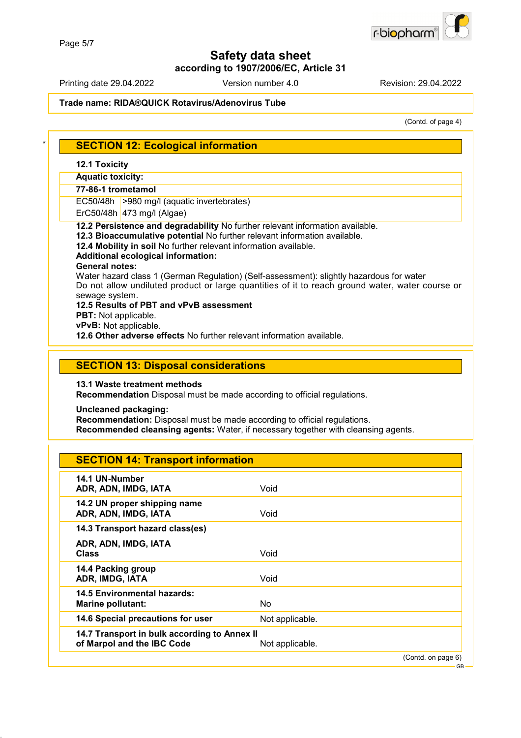Trade name: RIDA®QUICK Rotavirus/Adenovirus Tube

(Contd. of page 4)

## SECTION 12: Ecological information

**12.1 Toxicity**

**Aquatic toxicity:**

| 77-86-1 trometamol | |
|---|---|
| EC50/48h | >980 mg/l (aquatic invertebrates) |
| ErC50/48h | 473 mg/l (Algae) |

**12.2 Persistence and degradability** No further relevant information available.
**12.3 Bioaccumulative potential** No further relevant information available.
**12.4 Mobility in soil** No further relevant information available.
**Additional ecological information:**
**General notes:**
Water hazard class 1 (German Regulation) (Self-assessment): slightly hazardous for water
Do not allow undiluted product or large quantities of it to reach ground water, water course or sewage system.
**12.5 Results of PBT and vPvB assessment**
**PBT:** Not applicable.
**vPvB:** Not applicable.
**12.6 Other adverse effects** No further relevant information available.

## SECTION 13: Disposal considerations

**13.1 Waste treatment methods**
**Recommendation** Disposal must be made according to official regulations.

**Uncleaned packaging:**
**Recommendation:** Disposal must be made according to official regulations.
**Recommended cleansing agents:** Water, if necessary together with cleansing agents.

## SECTION 14: Transport information

| | |
|---|---|
| **14.1 UN-Number**<br>**ADR, ADN, IMDG, IATA** | Void |
| **14.2 UN proper shipping name**<br>**ADR, ADN, IMDG, IATA** | Void |
| **14.3 Transport hazard class(es)**<br>**ADR, ADN, IMDG, IATA**<br>**Class** | Void |
| **14.4 Packing group**<br>**ADR, IMDG, IATA** | Void |
| **14.5 Environmental hazards:**<br>**Marine pollutant:** | No |
| **14.6 Special precautions for user** | Not applicable. |
| **14.7 Transport in bulk according to Annex II of Marpol and the IBC Code** | Not applicable. |

(Contd. on page 6)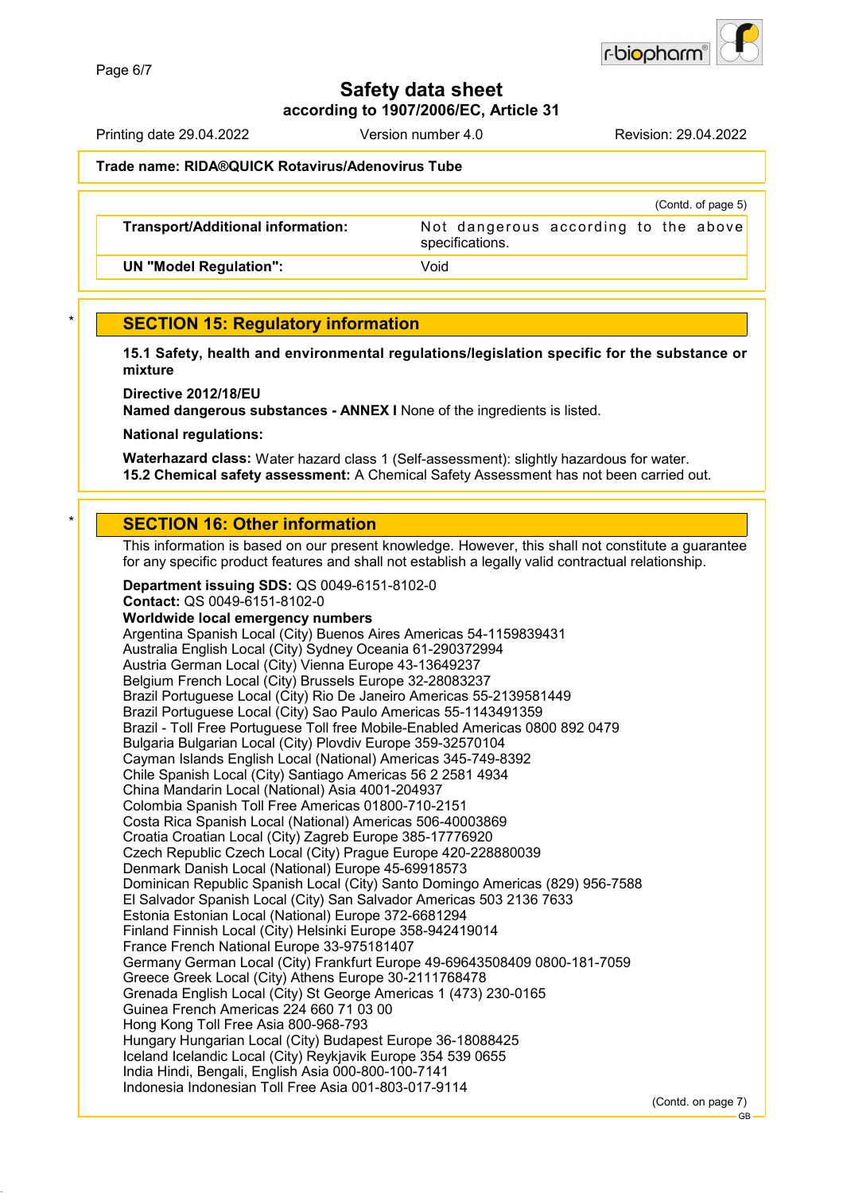**Trade name: RIDA®QUICK Rotavirus/Adenovirus Tube**

(Contd. of page 5)

| | |
|---|---|
| **Transport/Additional information:** | Not dangerous according to the above specifications. |
| **UN "Model Regulation":** | Void |

\*

## SECTION 15: Regulatory information

**15.1 Safety, health and environmental regulations/legislation specific for the substance or mixture**

**Directive 2012/18/EU**
**Named dangerous substances - ANNEX I** None of the ingredients is listed.

**National regulations:**

**Waterhazard class:** Water hazard class 1 (Self-assessment): slightly hazardous for water.
**15.2 Chemical safety assessment:** A Chemical Safety Assessment has not been carried out.

\*

## SECTION 16: Other information

This information is based on our present knowledge. However, this shall not constitute a guarantee for any specific product features and shall not establish a legally valid contractual relationship.

**Department issuing SDS:** QS 0049-6151-8102-0
**Contact:** QS 0049-6151-8102-0
**Worldwide local emergency numbers**
Argentina Spanish Local (City) Buenos Aires Americas 54-1159839431
Australia English Local (City) Sydney Oceania 61-290372994
Austria German Local (City) Vienna Europe 43-13649237
Belgium French Local (City) Brussels Europe 32-28083237
Brazil Portuguese Local (City) Rio De Janeiro Americas 55-2139581449
Brazil Portuguese Local (City) Sao Paulo Americas 55-1143491359
Brazil - Toll Free Portuguese Toll free Mobile-Enabled Americas 0800 892 0479
Bulgaria Bulgarian Local (City) Plovdiv Europe 359-32570104
Cayman Islands English Local (National) Americas 345-749-8392
Chile Spanish Local (City) Santiago Americas 56 2 2581 4934
China Mandarin Local (National) Asia 4001-204937
Colombia Spanish Toll Free Americas 01800-710-2151
Costa Rica Spanish Local (National) Americas 506-40003869
Croatia Croatian Local (City) Zagreb Europe 385-17776920
Czech Republic Czech Local (City) Prague Europe 420-228880039
Denmark Danish Local (National) Europe 45-69918573
Dominican Republic Spanish Local (City) Santo Domingo Americas (829) 956-7588
El Salvador Spanish Local (City) San Salvador Americas 503 2136 7633
Estonia Estonian Local (National) Europe 372-6681294
Finland Finnish Local (City) Helsinki Europe 358-942419014
France French National Europe 33-975181407
Germany German Local (City) Frankfurt Europe 49-69643508409 0800-181-7059
Greece Greek Local (City) Athens Europe 30-2111768478
Grenada English Local (City) St George Americas 1 (473) 230-0165
Guinea French Americas 224 660 71 03 00
Hong Kong Toll Free Asia 800-968-793
Hungary Hungarian Local (City) Budapest Europe 36-18088425
Iceland Icelandic Local (City) Reykjavik Europe 354 539 0655
India Hindi, Bengali, English Asia 000-800-100-7141
Indonesia Indonesian Toll Free Asia 001-803-017-9114

(Contd. on page 7)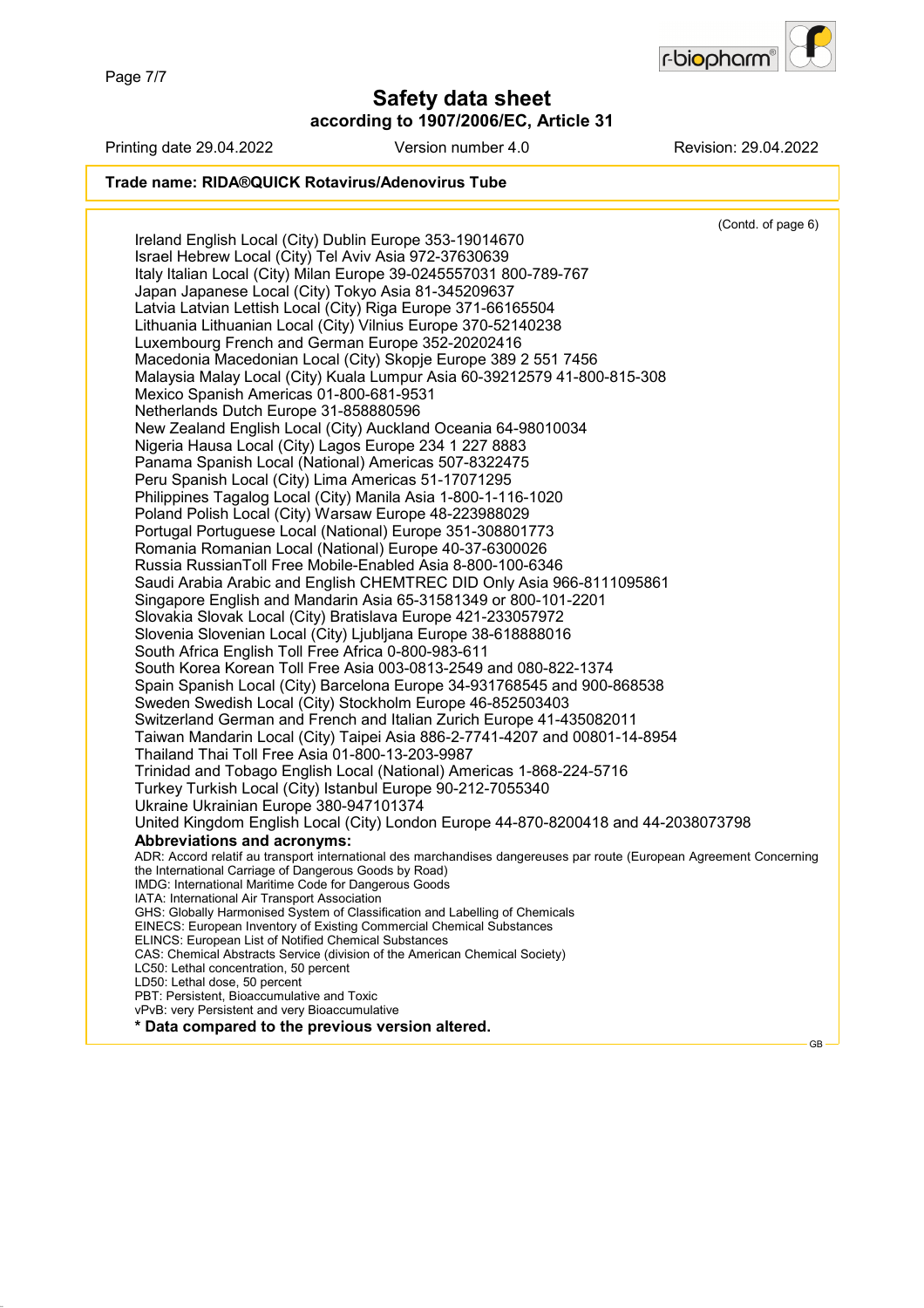Trade name: RIDA®QUICK Rotavirus/Adenovirus Tube

(Contd. of page 6)

Ireland English Local (City) Dublin Europe 353-19014670
Israel Hebrew Local (City) Tel Aviv Asia 972-37630639
Italy Italian Local (City) Milan Europe 39-0245557031 800-789-767
Japan Japanese Local (City) Tokyo Asia 81-345209637
Latvia Latvian Lettish Local (City) Riga Europe 371-66165504
Lithuania Lithuanian Local (City) Vilnius Europe 370-52140238
Luxembourg French and German Europe 352-20202416
Macedonia Macedonian Local (City) Skopje Europe 389 2 551 7456
Malaysia Malay Local (City) Kuala Lumpur Asia 60-39212579 41-800-815-308
Mexico Spanish Americas 01-800-681-9531
Netherlands Dutch Europe 31-858880596
New Zealand English Local (City) Auckland Oceania 64-98010034
Nigeria Hausa Local (City) Lagos Europe 234 1 227 8883
Panama Spanish Local (National) Americas 507-8322475
Peru Spanish Local (City) Lima Americas 51-17071295
Philippines Tagalog Local (City) Manila Asia 1-800-1-116-1020
Poland Polish Local (City) Warsaw Europe 48-223988029
Portugal Portuguese Local (National) Europe 351-308801773
Romania Romanian Local (National) Europe 40-37-6300026
Russia RussianToll Free Mobile-Enabled Asia 8-800-100-6346
Saudi Arabia Arabic and English CHEMTREC DID Only Asia 966-8111095861
Singapore English and Mandarin Asia 65-31581349 or 800-101-2201
Slovakia Slovak Local (City) Bratislava Europe 421-233057972
Slovenia Slovenian Local (City) Ljubljana Europe 38-618888016
South Africa English Toll Free Africa 0-800-983-611
South Korea Korean Toll Free Asia 003-0813-2549 and 080-822-1374
Spain Spanish Local (City) Barcelona Europe 34-931768545 and 900-868538
Sweden Swedish Local (City) Stockholm Europe 46-852503403
Switzerland German and French and Italian Zurich Europe 41-435082011
Taiwan Mandarin Local (City) Taipei Asia 886-2-7741-4207 and 00801-14-8954
Thailand Thai Toll Free Asia 01-800-13-203-9987
Trinidad and Tobago English Local (National) Americas 1-868-224-5716
Turkey Turkish Local (City) Istanbul Europe 90-212-7055340
Ukraine Ukrainian Europe 380-947101374
United Kingdom English Local (City) London Europe 44-870-8200418 and 44-2038073798

**Abbreviations and acronyms:**

ADR: Accord relatif au transport international des marchandises dangereuses par route (European Agreement Concerning the International Carriage of Dangerous Goods by Road)
IMDG: International Maritime Code for Dangerous Goods
IATA: International Air Transport Association
GHS: Globally Harmonised System of Classification and Labelling of Chemicals
EINECS: European Inventory of Existing Commercial Chemical Substances
ELINCS: European List of Notified Chemical Substances
CAS: Chemical Abstracts Service (division of the American Chemical Society)
LC50: Lethal concentration, 50 percent
LD50: Lethal dose, 50 percent
PBT: Persistent, Bioaccumulative and Toxic
vPvB: very Persistent and very Bioaccumulative

**\* Data compared to the previous version altered.**